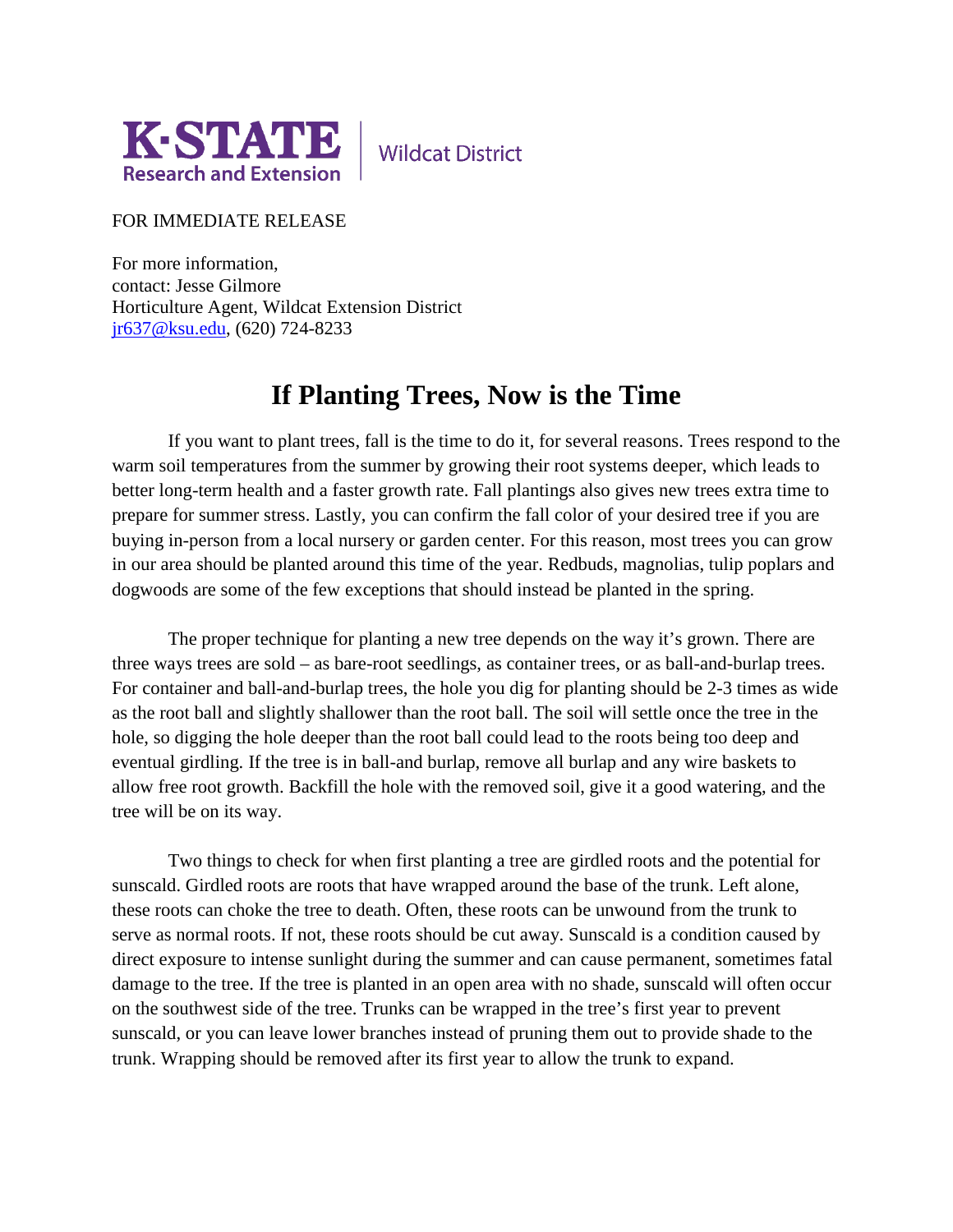K·STATE Research and Extension | Wildcat District

FOR IMMEDIATE RELEASE

For more information,
contact: Jesse Gilmore
Horticulture Agent, Wildcat Extension District
jr637@ksu.edu, (620) 724-8233

# If Planting Trees, Now is the Time

If you want to plant trees, fall is the time to do it, for several reasons. Trees respond to the warm soil temperatures from the summer by growing their root systems deeper, which leads to better long-term health and a faster growth rate. Fall plantings also gives new trees extra time to prepare for summer stress. Lastly, you can confirm the fall color of your desired tree if you are buying in-person from a local nursery or garden center. For this reason, most trees you can grow in our area should be planted around this time of the year. Redbuds, magnolias, tulip poplars and dogwoods are some of the few exceptions that should instead be planted in the spring.

The proper technique for planting a new tree depends on the way it's grown. There are three ways trees are sold – as bare-root seedlings, as container trees, or as ball-and-burlap trees. For container and ball-and-burlap trees, the hole you dig for planting should be 2-3 times as wide as the root ball and slightly shallower than the root ball. The soil will settle once the tree in the hole, so digging the hole deeper than the root ball could lead to the roots being too deep and eventual girdling. If the tree is in ball-and burlap, remove all burlap and any wire baskets to allow free root growth. Backfill the hole with the removed soil, give it a good watering, and the tree will be on its way.

Two things to check for when first planting a tree are girdled roots and the potential for sunscald. Girdled roots are roots that have wrapped around the base of the trunk. Left alone, these roots can choke the tree to death. Often, these roots can be unwound from the trunk to serve as normal roots. If not, these roots should be cut away. Sunscald is a condition caused by direct exposure to intense sunlight during the summer and can cause permanent, sometimes fatal damage to the tree. If the tree is planted in an open area with no shade, sunscald will often occur on the southwest side of the tree. Trunks can be wrapped in the tree's first year to prevent sunscald, or you can leave lower branches instead of pruning them out to provide shade to the trunk. Wrapping should be removed after its first year to allow the trunk to expand.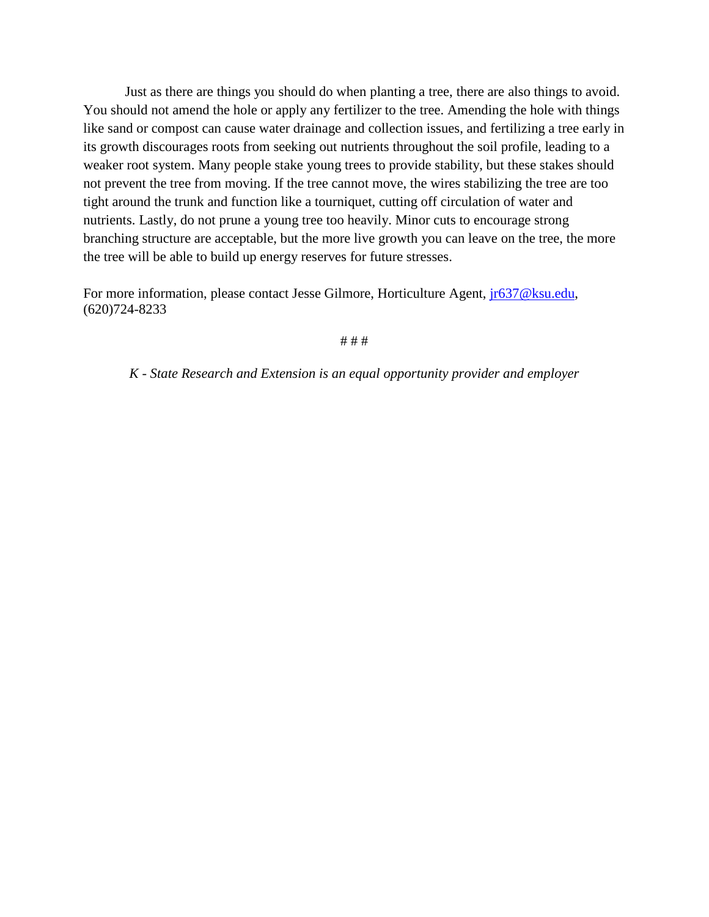Just as there are things you should do when planting a tree, there are also things to avoid. You should not amend the hole or apply any fertilizer to the tree. Amending the hole with things like sand or compost can cause water drainage and collection issues, and fertilizing a tree early in its growth discourages roots from seeking out nutrients throughout the soil profile, leading to a weaker root system. Many people stake young trees to provide stability, but these stakes should not prevent the tree from moving. If the tree cannot move, the wires stabilizing the tree are too tight around the trunk and function like a tourniquet, cutting off circulation of water and nutrients. Lastly, do not prune a young tree too heavily. Minor cuts to encourage strong branching structure are acceptable, but the more live growth you can leave on the tree, the more the tree will be able to build up energy reserves for future stresses.

For more information, please contact Jesse Gilmore, Horticulture Agent, jr637@ksu.edu, (620)724-8233

# # #

*K - State Research and Extension is an equal opportunity provider and employer*